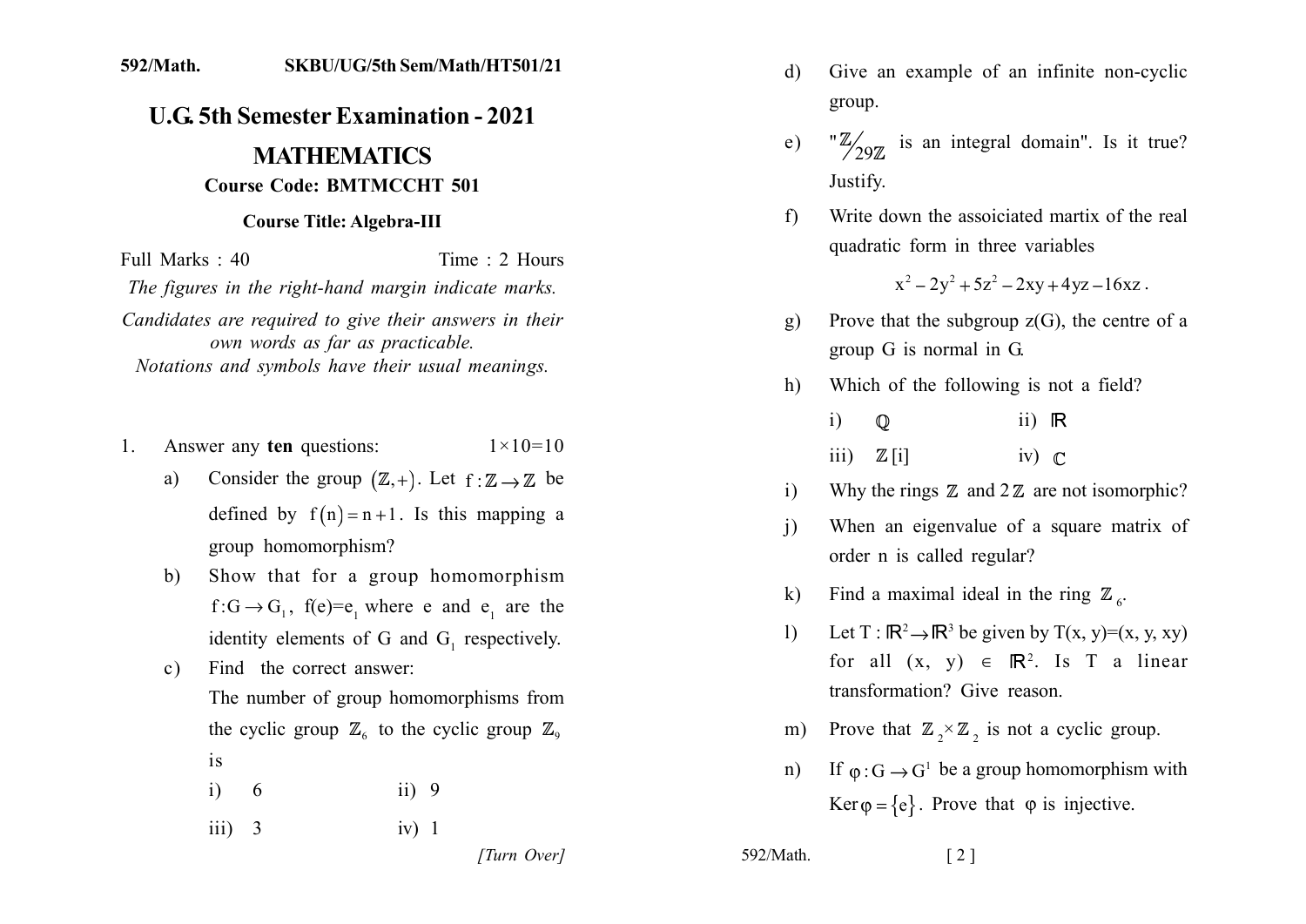592/Math. SKBU/UG/5th Sem/Math/HT501/21

# U.G. 5th Semester Examination - 2021

## MATHEMATICS

### Course Code: BMTMCCHT 501

### Course Title: Algebra-III

Full Marks : 40 Time : 2 Hours

*The figures in the right-hand margin indicate marks.*

*Candidates are required to give their answers in their own words as far as practicable.*

*Notations and symbols have their usual meanings.*

1. Answer any **ten** questions: $1\times10=10$

   a) Consider the group $(\mathbb{Z},+)$. Let $f:\mathbb{Z}\to\mathbb{Z}$ be defined by $f(n)=n+1$. Is this mapping a group homomorphism?

   b) Show that for a group homomorphism $f:G\to G_1$, $f(e)=e_1$ where e and $e_1$ are the identity elements of G and $G_1$ respectively.

   c) Find the correct answer:
   The number of group homomorphisms from the cyclic group $\mathbb{Z}_6$ to the cyclic group $\mathbb{Z}_9$ is

   i) 6 ii) 9

   iii) 3 iv) 1

   d) Give an example of an infinite non-cyclic group.

   e) "$\mathbb{Z}/_{29\mathbb{Z}}$ is an integral domain". Is it true? Justify.

   f) Write down the assoiciated martix of the real quadratic form in three variables

   $$x^2-2y^2+5z^2-2xy+4yz-16xz.$$

   g) Prove that the subgroup z(G), the centre of a group G is normal in G.

   h) Which of the following is not a field?

   i) $\mathbb{Q}$ ii) $\mathbb{R}$

   iii) $\mathbb{Z}[i]$ iv) $\mathbb{C}$

   i) Why the rings $\mathbb{Z}$ and $2\mathbb{Z}$ are not isomorphic?

   j) When an eigenvalue of a square matrix of order n is called regular?

   k) Find a maximal ideal in the ring $\mathbb{Z}_6$.

   l) Let $T:\mathbb{R}^2\to\mathbb{R}^3$ be given by $T(x, y)=(x, y, xy)$ for all $(x, y)\in\mathbb{R}^2$. Is T a linear transformation? Give reason.

   m) Prove that $\mathbb{Z}_2\times\mathbb{Z}_2$ is not a cyclic group.

   n) If $\varphi:G\to G^1$ be a group homomorphism with $\text{Ker}\,\varphi=\{e\}$. Prove that $\varphi$ is injective.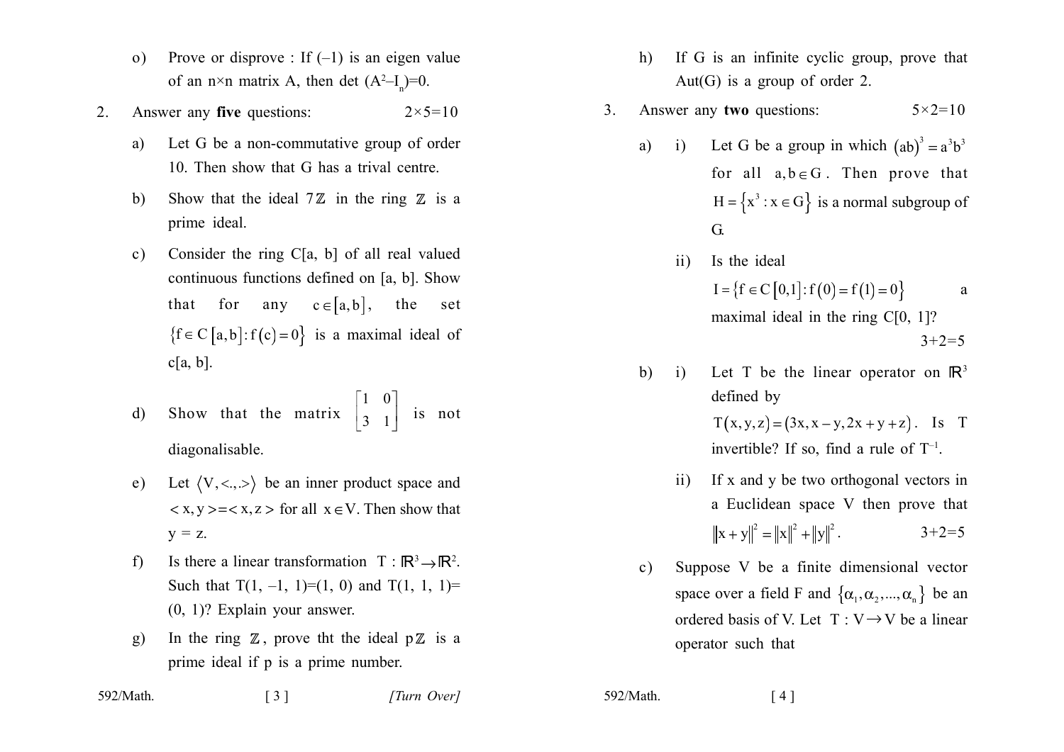o) Prove or disprove : If (–1) is an eigen value of an n×n matrix A, then det $(A^2 – I_n)=0$.

2. Answer any **five** questions: 2×5=10

a) Let G be a non-commutative group of order 10. Then show that G has a trival centre.

b) Show that the ideal $7\mathbb{Z}$ in the ring $\mathbb{Z}$ is a prime ideal.

c) Consider the ring C[a, b] of all real valued continuous functions defined on [a, b]. Show that for any $c \in [a,b]$, the set $\{f \in C[a,b] : f(c) = 0\}$ is a maximal ideal of c[a, b].

d) Show that the matrix $\begin{bmatrix} 1 & 0 \\ 3 & 1 \end{bmatrix}$ is not diagonalisable.

e) Let $\langle V, <.,.> \rangle$ be an inner product space and $< x, y > = < x, z >$ for all $x \in V$. Then show that y = z.

f) Is there a linear transformation $T : \mathbb{R}^3 \to \mathbb{R}^2$. Such that T(1, –1, 1)=(1, 0) and T(1, 1, 1)= (0, 1)? Explain your answer.

g) In the ring $\mathbb{Z}$, prove tht the ideal $p\mathbb{Z}$ is a prime ideal if p is a prime number.

h) If G is an infinite cyclic group, prove that Aut(G) is a group of order 2.

3. Answer any **two** questions: 5×2=10

a) i) Let G be a group in which $(ab)^3 = a^3b^3$ for all $a, b \in G$. Then prove that $H = \{x^3 : x \in G\}$ is a normal subgroup of G.

ii) Is the ideal $I = \{f \in C[0,1] : f(0) = f(1) = 0\}$ a maximal ideal in the ring C[0, 1]? 3+2=5

b) i) Let T be the linear operator on $\mathbb{R}^3$ defined by $T(x, y, z) = (3x, x - y, 2x + y + z)$. Is T invertible? If so, find a rule of $T^{-1}$.

ii) If x and y be two orthogonal vectors in a Euclidean space V then prove that $\|x + y\|^2 = \|x\|^2 + \|y\|^2$. 3+2=5

c) Suppose V be a finite dimensional vector space over a field F and $\{\alpha_1, \alpha_2, ..., \alpha_n\}$ be an ordered basis of V. Let $T : V \to V$ be a linear operator such that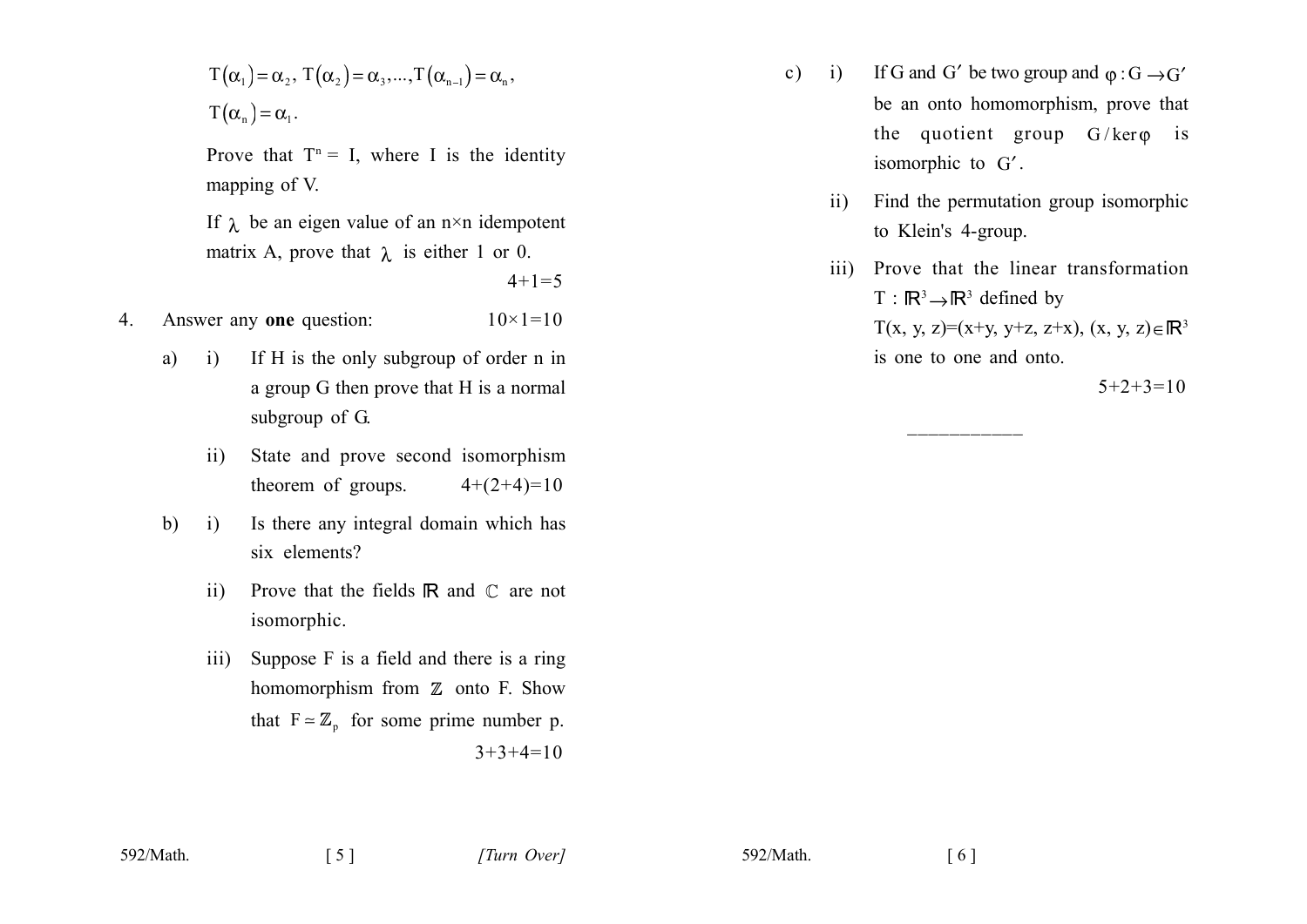$T(\alpha_1) = \alpha_2$, $T(\alpha_2) = \alpha_3, \ldots, T(\alpha_{n-1}) = \alpha_n$,

$T(\alpha_n) = \alpha_1$.

Prove that $T^n = I$, where I is the identity mapping of V.

If $\lambda$ be an eigen value of an n×n idempotent matrix A, prove that $\lambda$ is either 1 or 0.

4+1=5

4. Answer any **one** question: 10×1=10

a) i) If H is the only subgroup of order n in a group G then prove that H is a normal subgroup of G.

ii) State and prove second isomorphism theorem of groups. 4+(2+4)=10

b) i) Is there any integral domain which has six elements?

ii) Prove that the fields $\mathbb{R}$ and $\mathbb{C}$ are not isomorphic.

iii) Suppose F is a field and there is a ring homomorphism from $\mathbb{Z}$ onto F. Show that $F \simeq \mathbb{Z}_p$ for some prime number p.

3+3+4=10

c) i) If G and $G'$ be two group and $\varphi : G \to G'$ be an onto homomorphism, prove that the quotient group $G/\ker\varphi$ is isomorphic to $G'$.

ii) Find the permutation group isomorphic to Klein's 4-group.

iii) Prove that the linear transformation $T : \mathbb{R}^3 \to \mathbb{R}^3$ defined by $T(x, y, z)=(x+y, y+z, z+x)$, $(x, y, z) \in \mathbb{R}^3$ is one to one and onto.

5+2+3=10

———————